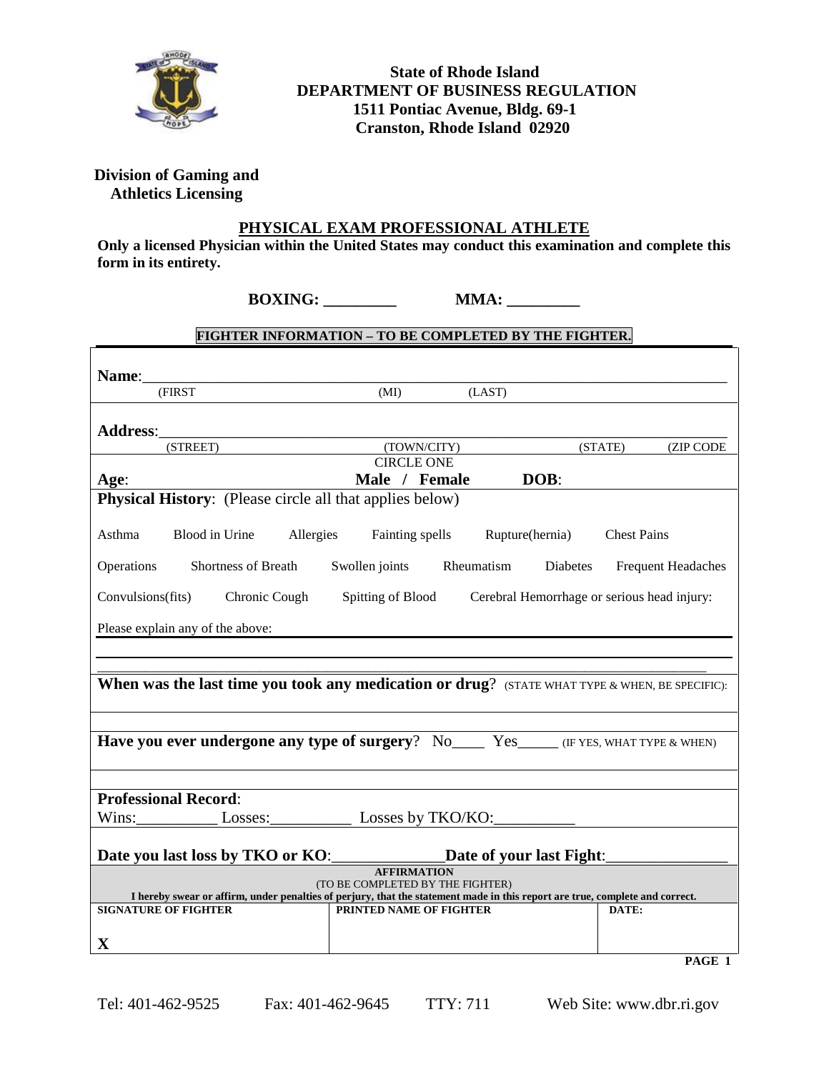**State of Rhode Island**
**DEPARTMENT OF BUSINESS REGULATION**
**1511 Pontiac Avenue, Bldg. 69-1**
**Cranston, Rhode Island 02920**

**Division of Gaming and Athletics Licensing**

## PHYSICAL EXAM PROFESSIONAL ATHLETE

**Only a licensed Physician within the United States may conduct this examination and complete this form in its entirety.**

**BOXING: _________ MMA: _________**

**FIGHTER INFORMATION – TO BE COMPLETED BY THE FIGHTER.**

**Name**:______________________________________________________________
(FIRST) (MI) (LAST)

**Address**:____________________________________________________________
(STREET) (TOWN/CITY) (STATE) (ZIP CODE

CIRCLE ONE
**Age**: **Male / Female** **DOB**:

**Physical History**: (Please circle all that applies below)

Asthma Blood in Urine Allergies Fainting spells Rupture(hernia) Chest Pains

Operations Shortness of Breath Swollen joints Rheumatism Diabetes Frequent Headaches

Convulsions(fits) Chronic Cough Spitting of Blood Cerebral Hemorrhage or serious head injury:

Please explain any of the above: ______________________________________________

______________________________________________________________________

**When was the last time you took any medication or drug**? (STATE WHAT TYPE & WHEN, BE SPECIFIC):

**Have you ever undergone any type of surgery**? No____ Yes_____ (IF YES, WHAT TYPE & WHEN)

**Professional Record**:
Wins:__________ Losses:__________ Losses by TKO/KO:__________

**Date you last loss by TKO or KO**:_____________**Date of your last Fight**:_______________

**AFFIRMATION**
(TO BE COMPLETED BY THE FIGHTER)
**I hereby swear or affirm, under penalties of perjury, that the statement made in this report are true, complete and correct.**

| SIGNATURE OF FIGHTER | PRINTED NAME OF FIGHTER | DATE: |
|---|---|---|
| X | | |

Tel: 401-462-9525 Fax: 401-462-9645 TTY: 711 Web Site: www.dbr.ri.gov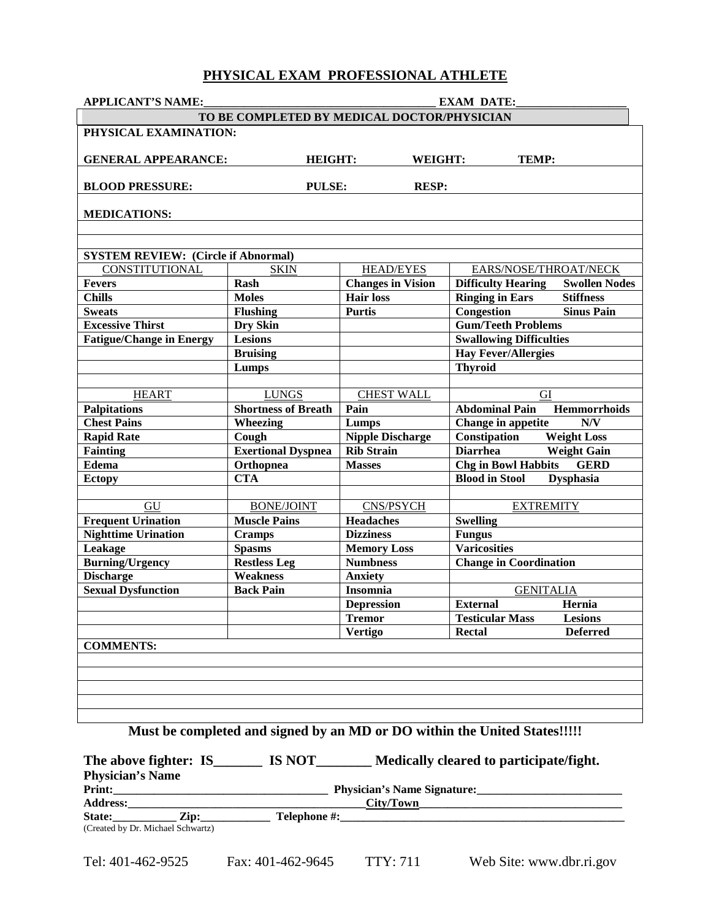# PHYSICAL EXAM PROFESSIONAL ATHLETE

**APPLICANT'S NAME:**_______________________________________ **EXAM DATE:**___________________

**TO BE COMPLETED BY MEDICAL DOCTOR/PHYSICIAN**

**PHYSICAL EXAMINATION:**

**GENERAL APPEARANCE:** **HEIGHT:** **WEIGHT:** **TEMP:**

**BLOOD PRESSURE:** **PULSE:** **RESP:**

**MEDICATIONS:**

**SYSTEM REVIEW: (Circle if Abnormal)**

| CONSTITUTIONAL | SKIN | HEAD/EYES | EARS/NOSE/THROAT/NECK |
|---|---|---|---|
| Fevers | Rash | Changes in Vision | Difficulty Hearing  Swollen Nodes |
| Chills | Moles | Hair loss | Ringing in Ears  Stiffness |
| Sweats | Flushing | Purtis | Congestion  Sinus Pain |
| Excessive Thirst | Dry Skin | | Gum/Teeth Problems |
| Fatigue/Change in Energy | Lesions | | Swallowing Difficulties |
| | Bruising | | Hay Fever/Allergies |
| | Lumps | | Thyroid |
| | | | |
| HEART | LUNGS | CHEST WALL | GI |
| Palpitations | Shortness of Breath | Pain | Abdominal Pain  Hemmorrhoids |
| Chest Pains | Wheezing | Lumps | Change in appetite  N/V |
| Rapid Rate | Cough | Nipple Discharge | Constipation  Weight Loss |
| Fainting | Exertional Dyspnea | Rib Strain | Diarrhea  Weight Gain |
| Edema | Orthopnea | Masses | Chg in Bowl Habbits  GERD |
| Ectopy | CTA | | Blood in Stool  Dysphasia |
| | | | |
| GU | BONE/JOINT | CNS/PSYCH | EXTREMITY |
| Frequent Urination | Muscle Pains | Headaches | Swelling |
| Nighttime Urination | Cramps | Dizziness | Fungus |
| Leakage | Spasms | Memory Loss | Varicosities |
| Burning/Urgency | Restless Leg | Numbness | Change in Coordination |
| Discharge | Weakness | Anxiety | |
| Sexual Dysfunction | Back Pain | Insomnia | GENITALIA |
| | | Depression | External  Hernia |
| | | Tremor | Testicular Mass  Lesions |
| | | Vertigo | Rectal  Deferred |

**COMMENTS:**

**Must be completed and signed by an MD or DO within the United States!!!!!**

**The above fighter: IS_______ IS NOT________ Medically cleared to participate/fight.**

**Physician's Name**

**Print:**_____________________________________ **Physician's Name Signature:**_________________________

**Address:**_________________________________________**City/Town**__________________________________

**State:**___________ **Zip:**____________ **Telephone #:**__________________________________________________

(Created by Dr. Michael Schwartz)

Tel: 401-462-9525 Fax: 401-462-9645 TTY: 711 Web Site: www.dbr.ri.gov